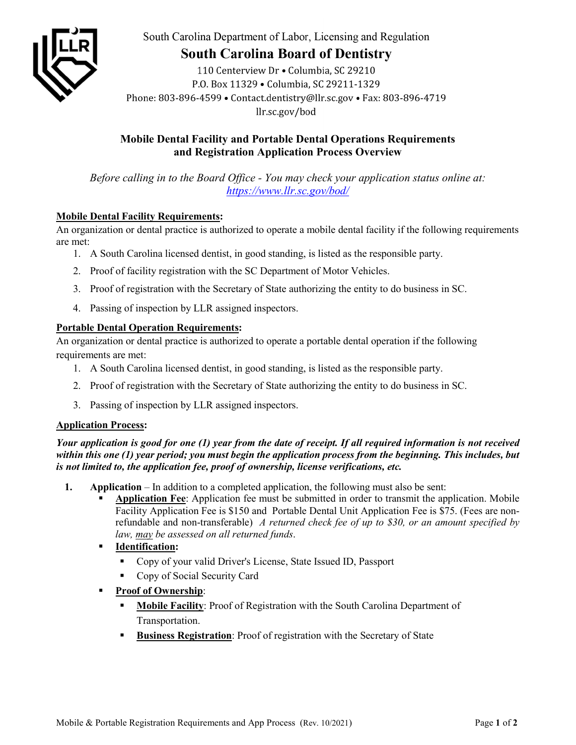South Carolina Department of Labor, Licensing and Regulation

# South Carolina Board of Dentistry

110 Centerview Dr • Columbia, SC 29210
P.O. Box 11329 • Columbia, SC 29211-1329
Phone: 803-896-4599 • Contact.dentistry@llr.sc.gov • Fax: 803-896-4719
llr.sc.gov/bod

## Mobile Dental Facility and Portable Dental Operations Requirements and Registration Application Process Overview

*Before calling in to the Board Office - You may check your application status online at: [https://www.llr.sc.gov/bod/](https://www.llr.sc.gov/bod/)*

**Mobile Dental Facility Requirements:**

An organization or dental practice is authorized to operate a mobile dental facility if the following requirements are met:

1. A South Carolina licensed dentist, in good standing, is listed as the responsible party.
2. Proof of facility registration with the SC Department of Motor Vehicles.
3. Proof of registration with the Secretary of State authorizing the entity to do business in SC.
4. Passing of inspection by LLR assigned inspectors.

**Portable Dental Operation Requirements:**

An organization or dental practice is authorized to operate a portable dental operation if the following requirements are met:

1. A South Carolina licensed dentist, in good standing, is listed as the responsible party.
2. Proof of registration with the Secretary of State authorizing the entity to do business in SC.
3. Passing of inspection by LLR assigned inspectors.

**Application Process:**

***Your application is good for one (1) year from the date of receipt. If all required information is not received within this one (1) year period; you must begin the application process from the beginning. This includes, but is not limited to, the application fee, proof of ownership, license verifications, etc.***

1. **Application** – In addition to a completed application, the following must also be sent:
   - **Application Fee**: Application fee must be submitted in order to transmit the application. Mobile Facility Application Fee is $150 and Portable Dental Unit Application Fee is $75. (Fees are non-refundable and non-transferable) *A returned check fee of up to $30, or an amount specified by law, may be assessed on all returned funds*.
   - **Identification:**
     - Copy of your valid Driver's License, State Issued ID, Passport
     - Copy of Social Security Card
   - **Proof of Ownership**:
     - **Mobile Facility**: Proof of Registration with the South Carolina Department of Transportation.
     - **Business Registration**: Proof of registration with the Secretary of State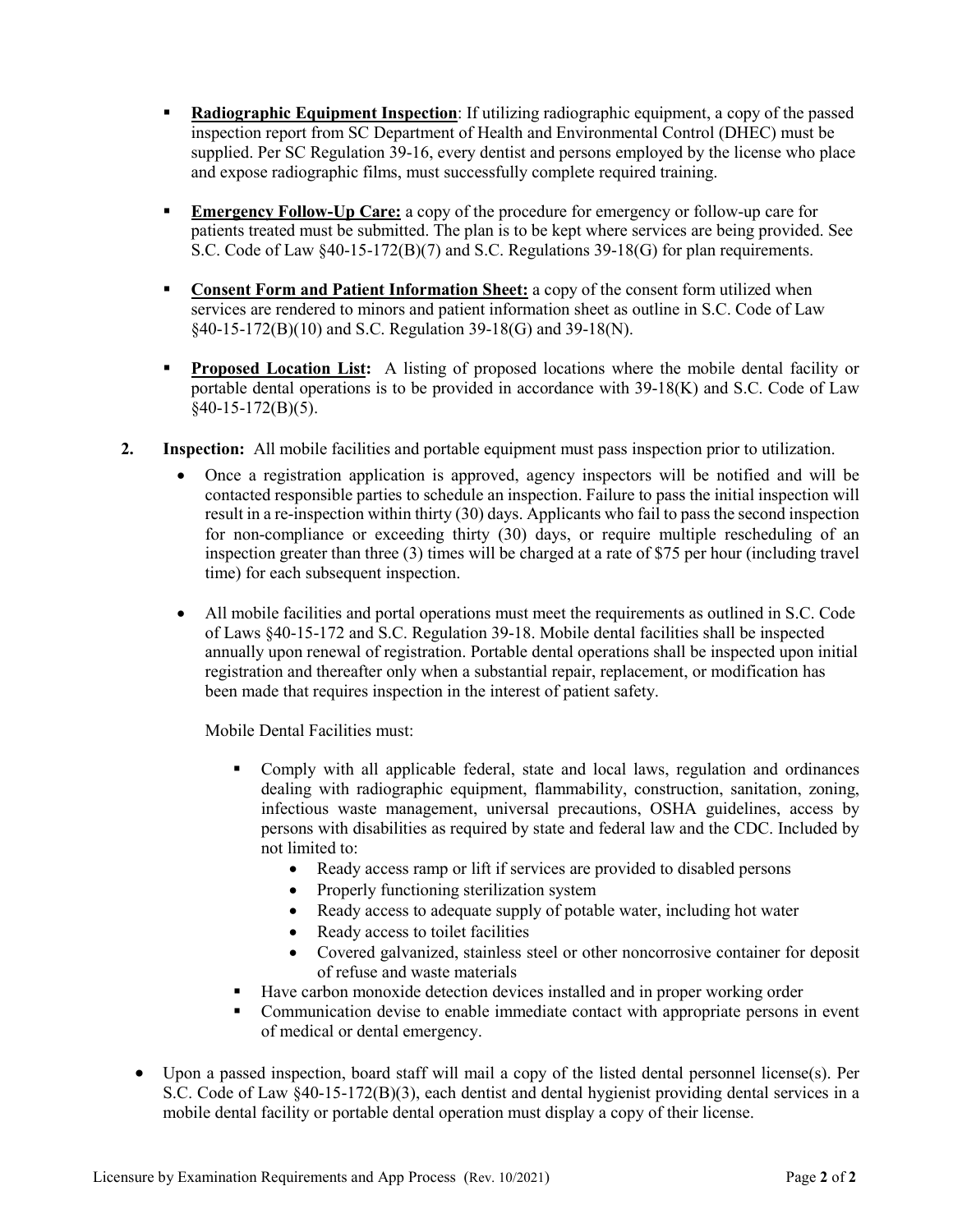- **Radiographic Equipment Inspection**: If utilizing radiographic equipment, a copy of the passed inspection report from SC Department of Health and Environmental Control (DHEC) must be supplied. Per SC Regulation 39-16, every dentist and persons employed by the license who place and expose radiographic films, must successfully complete required training.

- **Emergency Follow-Up Care:** a copy of the procedure for emergency or follow-up care for patients treated must be submitted. The plan is to be kept where services are being provided. See S.C. Code of Law §40-15-172(B)(7) and S.C. Regulations 39-18(G) for plan requirements.

- **Consent Form and Patient Information Sheet:** a copy of the consent form utilized when services are rendered to minors and patient information sheet as outline in S.C. Code of Law §40-15-172(B)(10) and S.C. Regulation 39-18(G) and 39-18(N).

- **Proposed Location List:** A listing of proposed locations where the mobile dental facility or portable dental operations is to be provided in accordance with 39-18(K) and S.C. Code of Law §40-15-172(B)(5).

2. **Inspection:** All mobile facilities and portable equipment must pass inspection prior to utilization.

   - Once a registration application is approved, agency inspectors will be notified and will be contacted responsible parties to schedule an inspection. Failure to pass the initial inspection will result in a re-inspection within thirty (30) days. Applicants who fail to pass the second inspection for non-compliance or exceeding thirty (30) days, or require multiple rescheduling of an inspection greater than three (3) times will be charged at a rate of $75 per hour (including travel time) for each subsequent inspection.

   - All mobile facilities and portal operations must meet the requirements as outlined in S.C. Code of Laws §40-15-172 and S.C. Regulation 39-18. Mobile dental facilities shall be inspected annually upon renewal of registration. Portable dental operations shall be inspected upon initial registration and thereafter only when a substantial repair, replacement, or modification has been made that requires inspection in the interest of patient safety.

     Mobile Dental Facilities must:

     - Comply with all applicable federal, state and local laws, regulation and ordinances dealing with radiographic equipment, flammability, construction, sanitation, zoning, infectious waste management, universal precautions, OSHA guidelines, access by persons with disabilities as required by state and federal law and the CDC. Included by not limited to:
       - Ready access ramp or lift if services are provided to disabled persons
       - Properly functioning sterilization system
       - Ready access to adequate supply of potable water, including hot water
       - Ready access to toilet facilities
       - Covered galvanized, stainless steel or other noncorrosive container for deposit of refuse and waste materials
     - Have carbon monoxide detection devices installed and in proper working order
     - Communication devise to enable immediate contact with appropriate persons in event of medical or dental emergency.

   - Upon a passed inspection, board staff will mail a copy of the listed dental personnel license(s). Per S.C. Code of Law §40-15-172(B)(3), each dentist and dental hygienist providing dental services in a mobile dental facility or portable dental operation must display a copy of their license.

Licensure by Examination Requirements and App Process (Rev. 10/2021)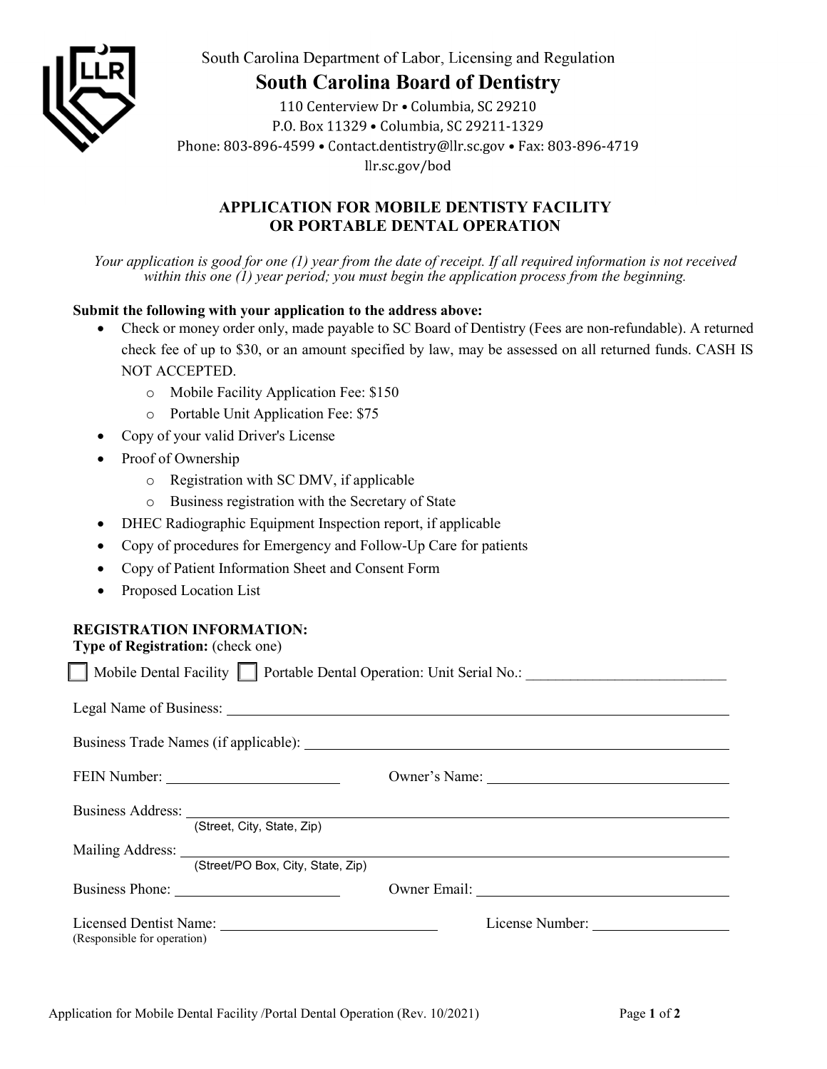South Carolina Department of Labor, Licensing and Regulation

# South Carolina Board of Dentistry

110 Centerview Dr • Columbia, SC 29210
P.O. Box 11329 • Columbia, SC 29211-1329
Phone: 803-896-4599 • Contact.dentistry@llr.sc.gov • Fax: 803-896-4719
llr.sc.gov/bod

## APPLICATION FOR MOBILE DENTISTY FACILITY OR PORTABLE DENTAL OPERATION

*Your application is good for one (1) year from the date of receipt. If all required information is not received within this one (1) year period; you must begin the application process from the beginning.*

**Submit the following with your application to the address above:**

- Check or money order only, made payable to SC Board of Dentistry (Fees are non-refundable). A returned check fee of up to $30, or an amount specified by law, may be assessed on all returned funds. CASH IS NOT ACCEPTED.
  - Mobile Facility Application Fee: $150
  - Portable Unit Application Fee: $75
- Copy of your valid Driver's License
- Proof of Ownership
  - Registration with SC DMV, if applicable
  - Business registration with the Secretary of State
- DHEC Radiographic Equipment Inspection report, if applicable
- Copy of procedures for Emergency and Follow-Up Care for patients
- Copy of Patient Information Sheet and Consent Form
- Proposed Location List

**REGISTRATION INFORMATION:**
**Type of Registration:** (check one)

☐ Mobile Dental Facility ☐ Portable Dental Operation: Unit Serial No.: ____________________________

Legal Name of Business: ____________________________

Business Trade Names (if applicable): ____________________________

FEIN Number: ____________________ Owner's Name: ____________________________

Business Address: ____________________________
(Street, City, State, Zip)

Mailing Address: ____________________________
(Street/PO Box, City, State, Zip)

Business Phone: ____________________ Owner Email: ____________________________

Licensed Dentist Name: ____________________________ License Number: ____________________
(Responsible for operation)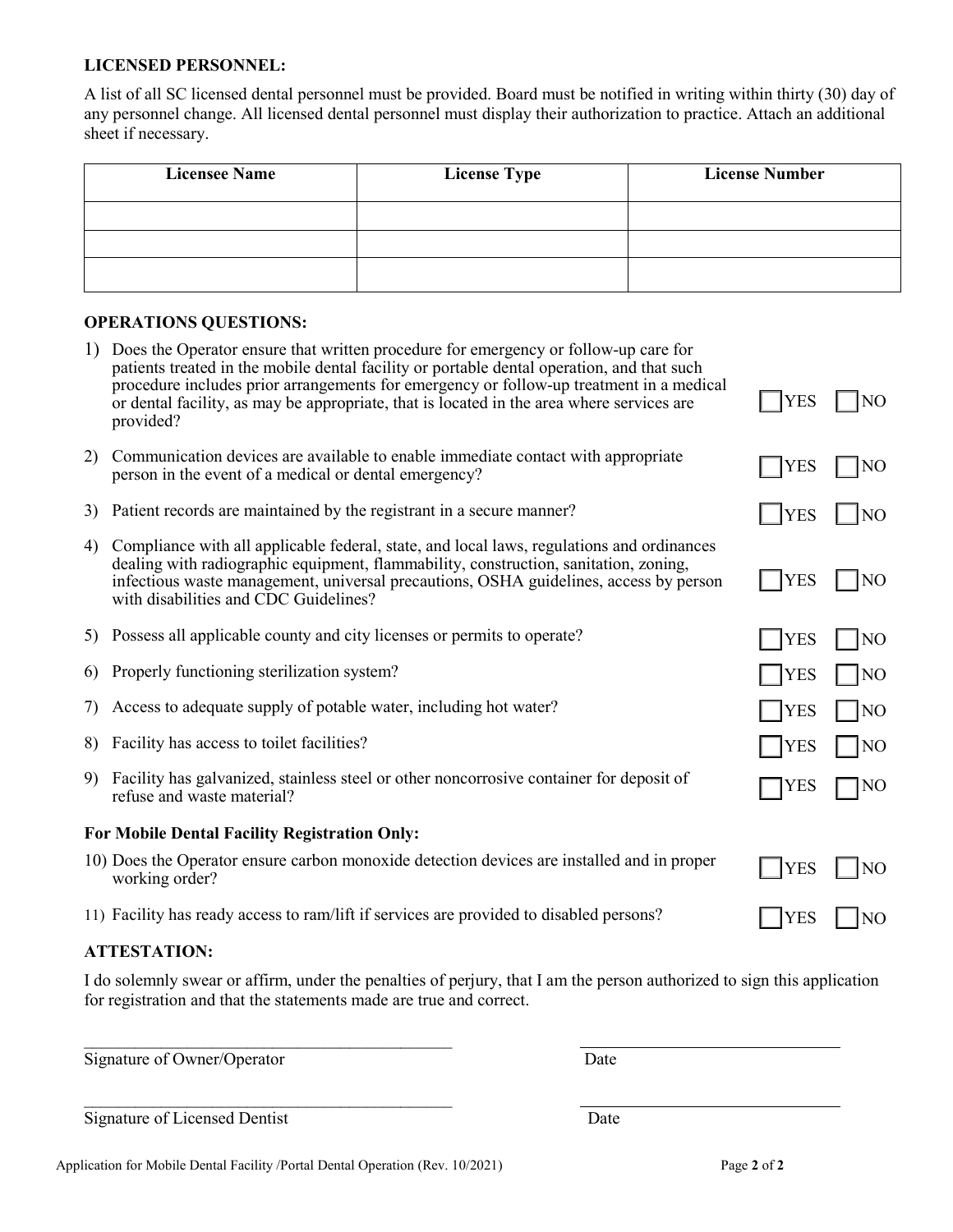**LICENSED PERSONNEL:**

A list of all SC licensed dental personnel must be provided. Board must be notified in writing within thirty (30) day of any personnel change. All licensed dental personnel must display their authorization to practice. Attach an additional sheet if necessary.

| Licensee Name | License Type | License Number |
|---|---|---|
| | | |
| | | |
| | | |

**OPERATIONS QUESTIONS:**

1) Does the Operator ensure that written procedure for emergency or follow-up care for patients treated in the mobile dental facility or portable dental operation, and that such procedure includes prior arrangements for emergency or follow-up treatment in a medical or dental facility, as may be appropriate, that is located in the area where services are provided? ☐ YES ☐ NO

2) Communication devices are available to enable immediate contact with appropriate person in the event of a medical or dental emergency? ☐ YES ☐ NO

3) Patient records are maintained by the registrant in a secure manner? ☐ YES ☐ NO

4) Compliance with all applicable federal, state, and local laws, regulations and ordinances dealing with radiographic equipment, flammability, construction, sanitation, zoning, infectious waste management, universal precautions, OSHA guidelines, access by person with disabilities and CDC Guidelines? ☐ YES ☐ NO

5) Possess all applicable county and city licenses or permits to operate? ☐ YES ☐ NO

6) Properly functioning sterilization system? ☐ YES ☐ NO

7) Access to adequate supply of potable water, including hot water? ☐ YES ☐ NO

8) Facility has access to toilet facilities? ☐ YES ☐ NO

9) Facility has galvanized, stainless steel or other noncorrosive container for deposit of refuse and waste material? ☐ YES ☐ NO

**For Mobile Dental Facility Registration Only:**

10) Does the Operator ensure carbon monoxide detection devices are installed and in proper working order? ☐ YES ☐ NO

11) Facility has ready access to ram/lift if services are provided to disabled persons? ☐ YES ☐ NO

**ATTESTATION:**

I do solemnly swear or affirm, under the penalties of perjury, that I am the person authorized to sign this application for registration and that the statements made are true and correct.

\_\_\_\_\_\_\_\_\_\_\_\_\_\_\_\_\_\_\_\_\_\_\_\_\_\_\_\_\_\_\_\_\_\_\_\_\_\_\_\_\_\_\_ \_\_\_\_\_\_\_\_\_\_\_\_\_\_\_\_\_\_\_\_\_\_\_\_\_\_\_\_\_\_\_
Signature of Owner/Operator Date

\_\_\_\_\_\_\_\_\_\_\_\_\_\_\_\_\_\_\_\_\_\_\_\_\_\_\_\_\_\_\_\_\_\_\_\_\_\_\_\_\_\_\_ \_\_\_\_\_\_\_\_\_\_\_\_\_\_\_\_\_\_\_\_\_\_\_\_\_\_\_\_\_\_\_
Signature of Licensed Dentist Date